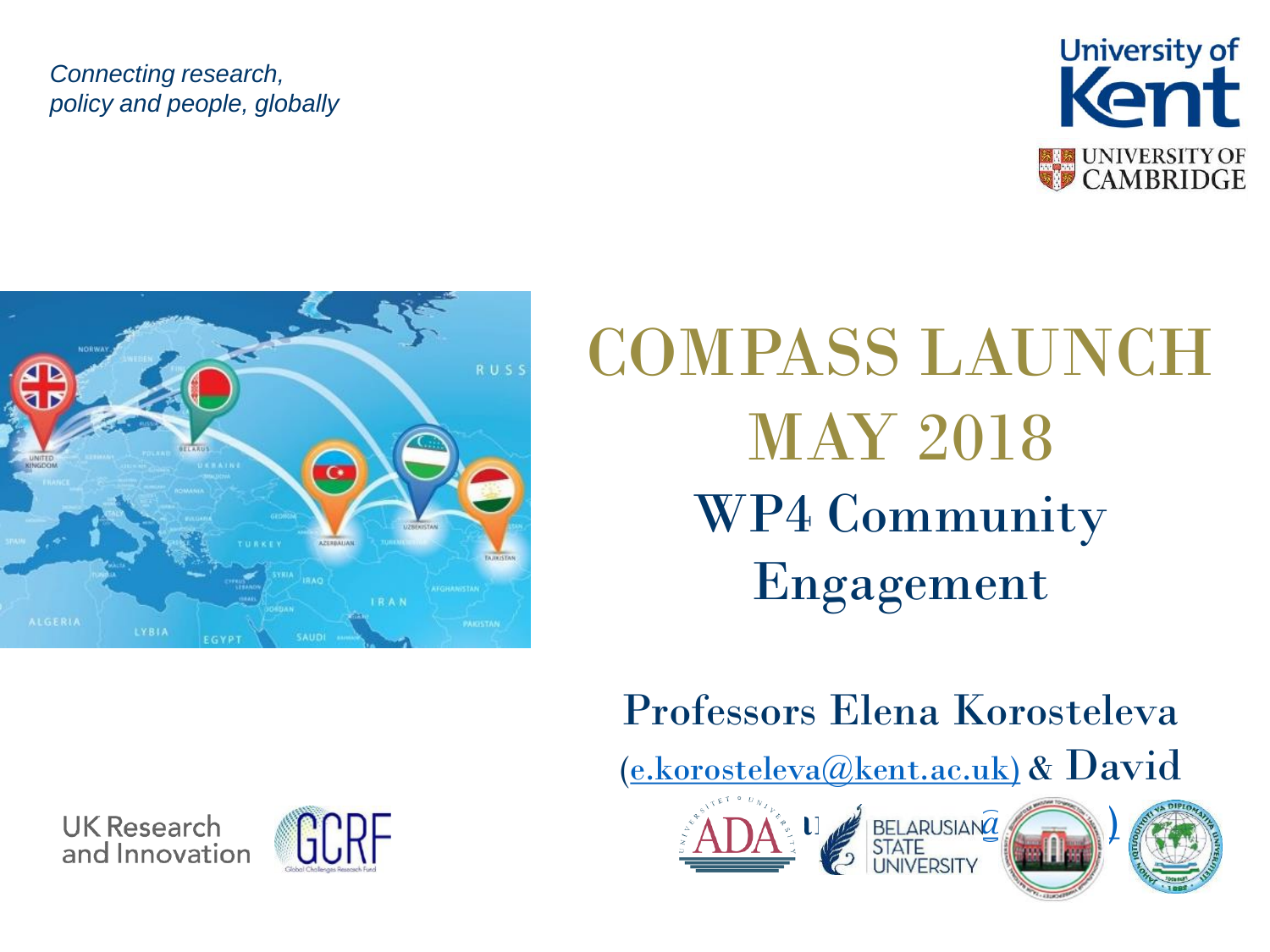*Connecting research, policy and people, globally*

University of Kent

UNIVERSITY OF CAMBRIDGE

# COMPASS LAUNCH MAY 2018

## WP4 Community Engagement

Professors Elena Korosteleva (e.korosteleva@kent.ac.uk) & David

UK Research and Innovation

GCRF Global Challenges Research Fund

ADA University

BELARUSIAN STATE UNIVERSITY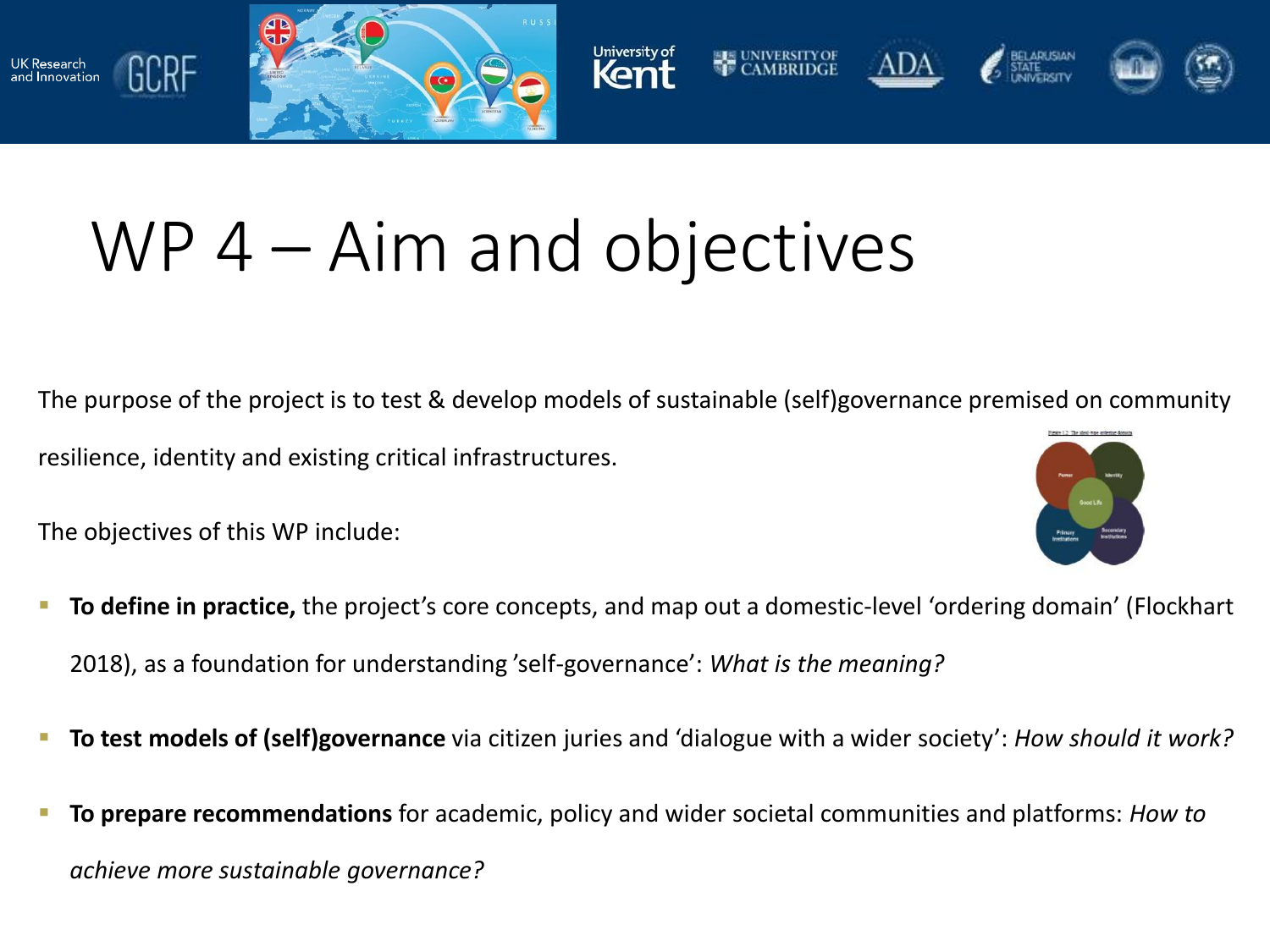# WP 4 – Aim and objectives

The purpose of the project is to test & develop models of sustainable (self)governance premised on community resilience, identity and existing critical infrastructures.

The objectives of this WP include:

- **To define in practice,** the project's core concepts, and map out a domestic-level 'ordering domain' (Flockhart 2018), as a foundation for understanding 'self-governance': *What is the meaning?*
- **To test models of (self)governance** via citizen juries and 'dialogue with a wider society': *How should it work?*
- **To prepare recommendations** for academic, policy and wider societal communities and platforms: *How to achieve more sustainable governance?*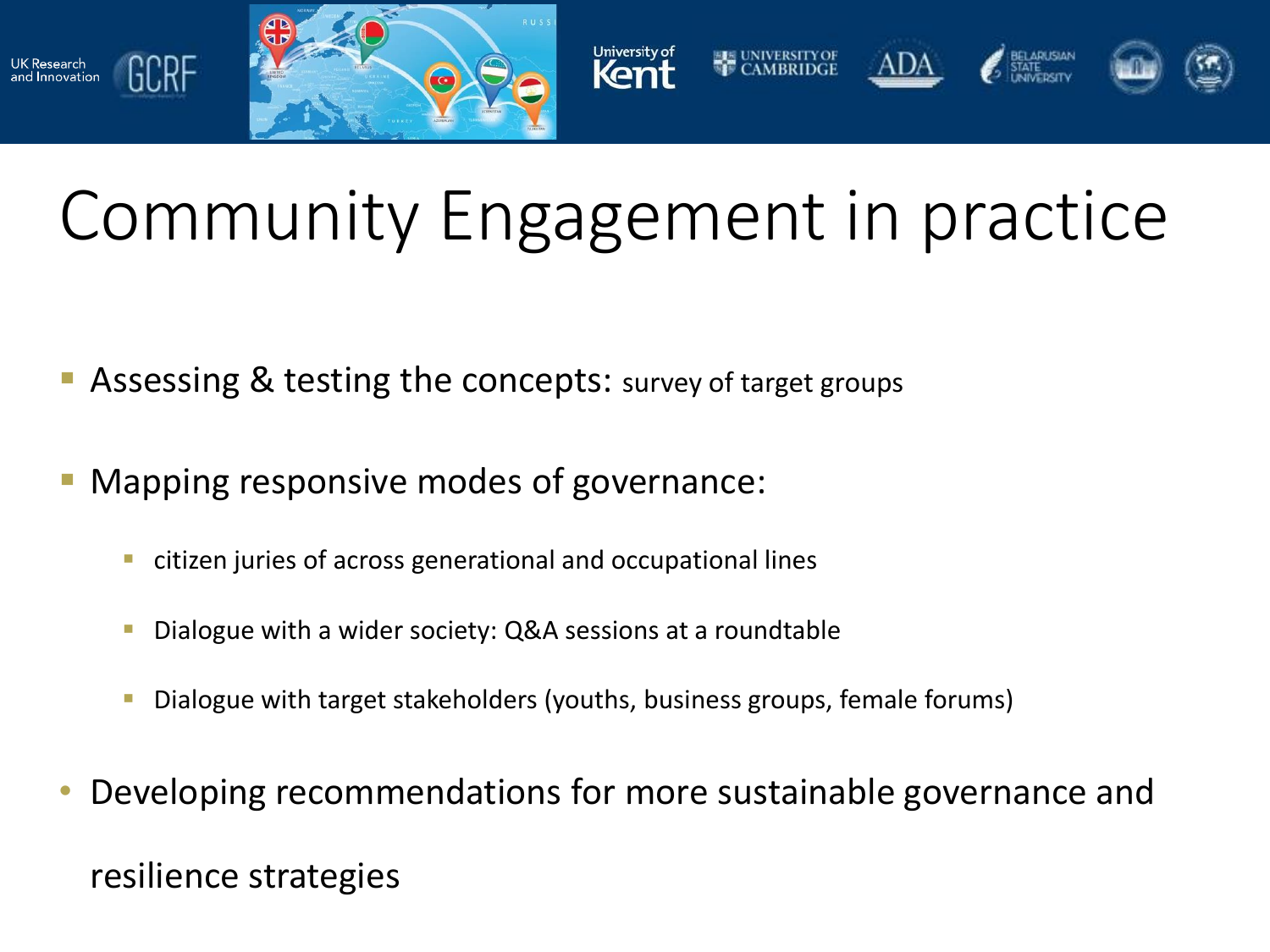# Community Engagement in practice

- Assessing & testing the concepts: survey of target groups
- Mapping responsive modes of governance:
  - citizen juries of across generational and occupational lines
  - Dialogue with a wider society: Q&A sessions at a roundtable
  - Dialogue with target stakeholders (youths, business groups, female forums)
- Developing recommendations for more sustainable governance and resilience strategies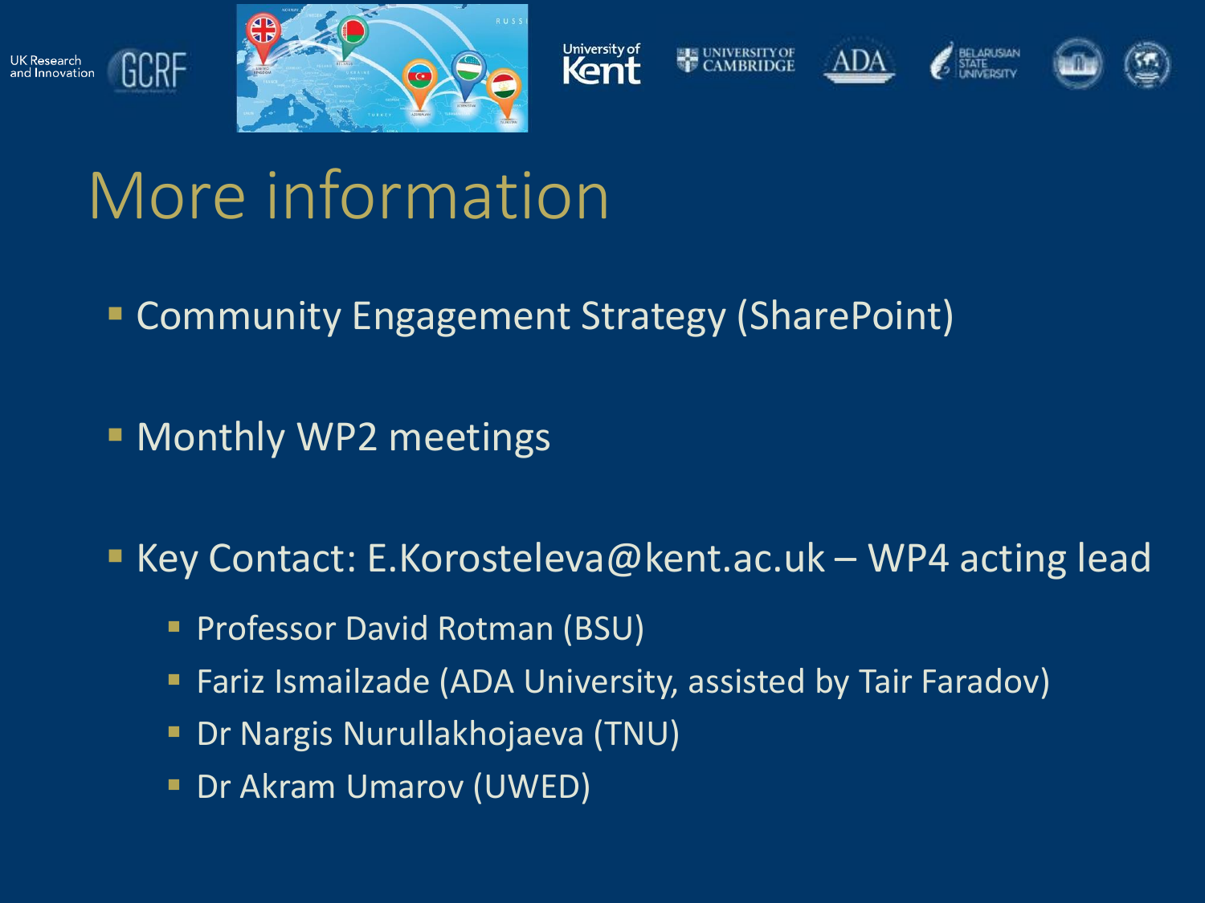# More information

- Community Engagement Strategy (SharePoint)
- Monthly WP2 meetings
- Key Contact: E.Korosteleva@kent.ac.uk – WP4 acting lead
  - Professor David Rotman (BSU)
  - Fariz Ismailzade (ADA University, assisted by Tair Faradov)
  - Dr Nargis Nurullakhojaeva (TNU)
  - Dr Akram Umarov (UWED)